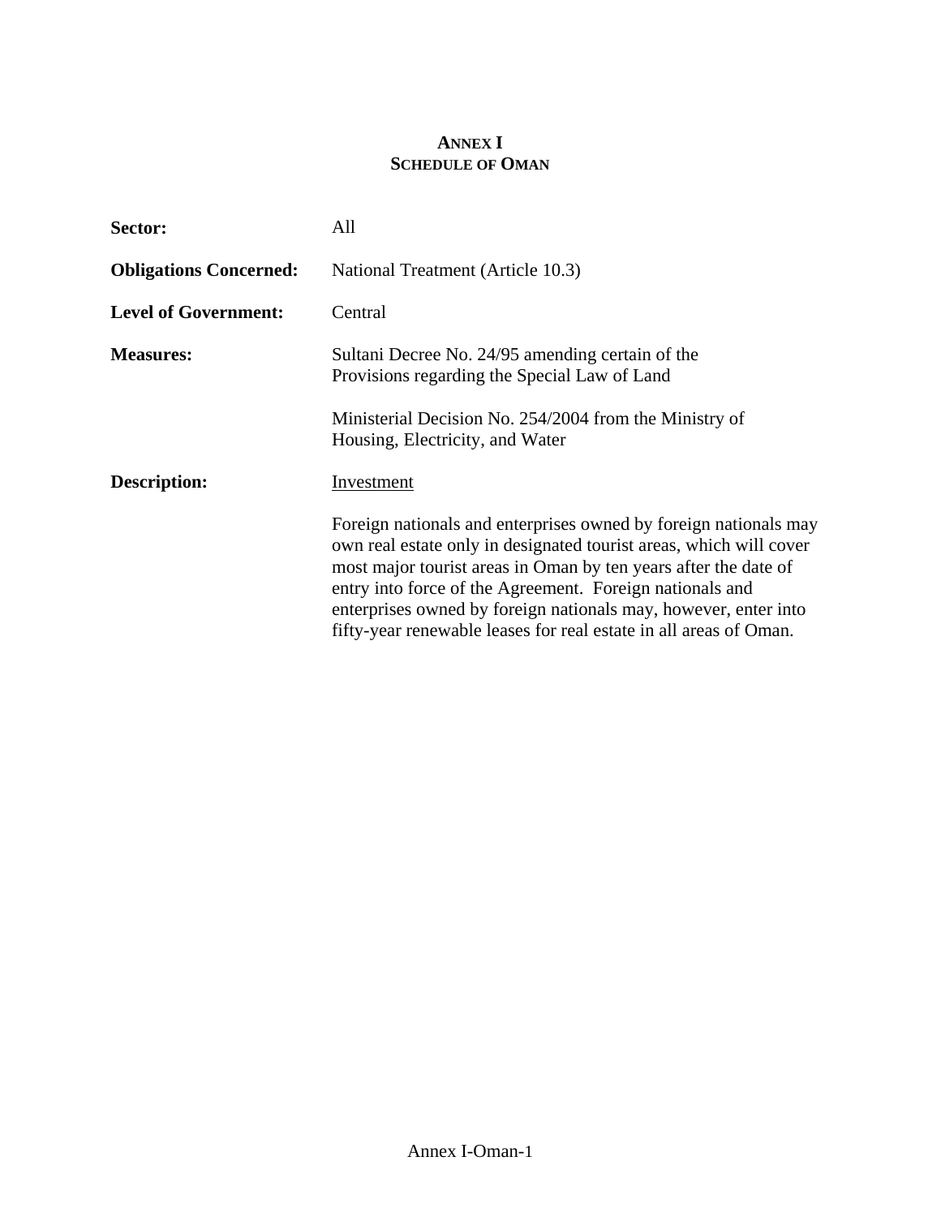# ANNEX I
## SCHEDULE OF OMAN

**Sector:** All

**Obligations Concerned:** National Treatment (Article 10.3)

**Level of Government:** Central

**Measures:** Sultani Decree No. 24/95 amending certain of the Provisions regarding the Special Law of Land

Ministerial Decision No. 254/2004 from the Ministry of Housing, Electricity, and Water

**Description:** <u>Investment</u>

Foreign nationals and enterprises owned by foreign nationals may own real estate only in designated tourist areas, which will cover most major tourist areas in Oman by ten years after the date of entry into force of the Agreement. Foreign nationals and enterprises owned by foreign nationals may, however, enter into fifty-year renewable leases for real estate in all areas of Oman.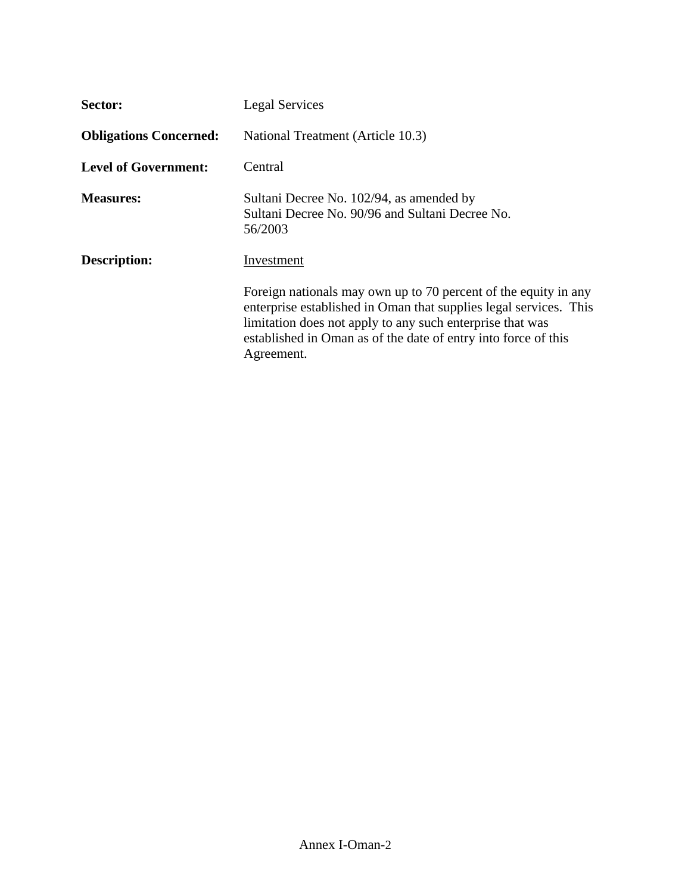**Sector:** Legal Services

**Obligations Concerned:** National Treatment (Article 10.3)

**Level of Government:** Central

**Measures:** Sultani Decree No. 102/94, as amended by Sultani Decree No. 90/96 and Sultani Decree No. 56/2003

**Description:** Investment

Foreign nationals may own up to 70 percent of the equity in any enterprise established in Oman that supplies legal services. This limitation does not apply to any such enterprise that was established in Oman as of the date of entry into force of this Agreement.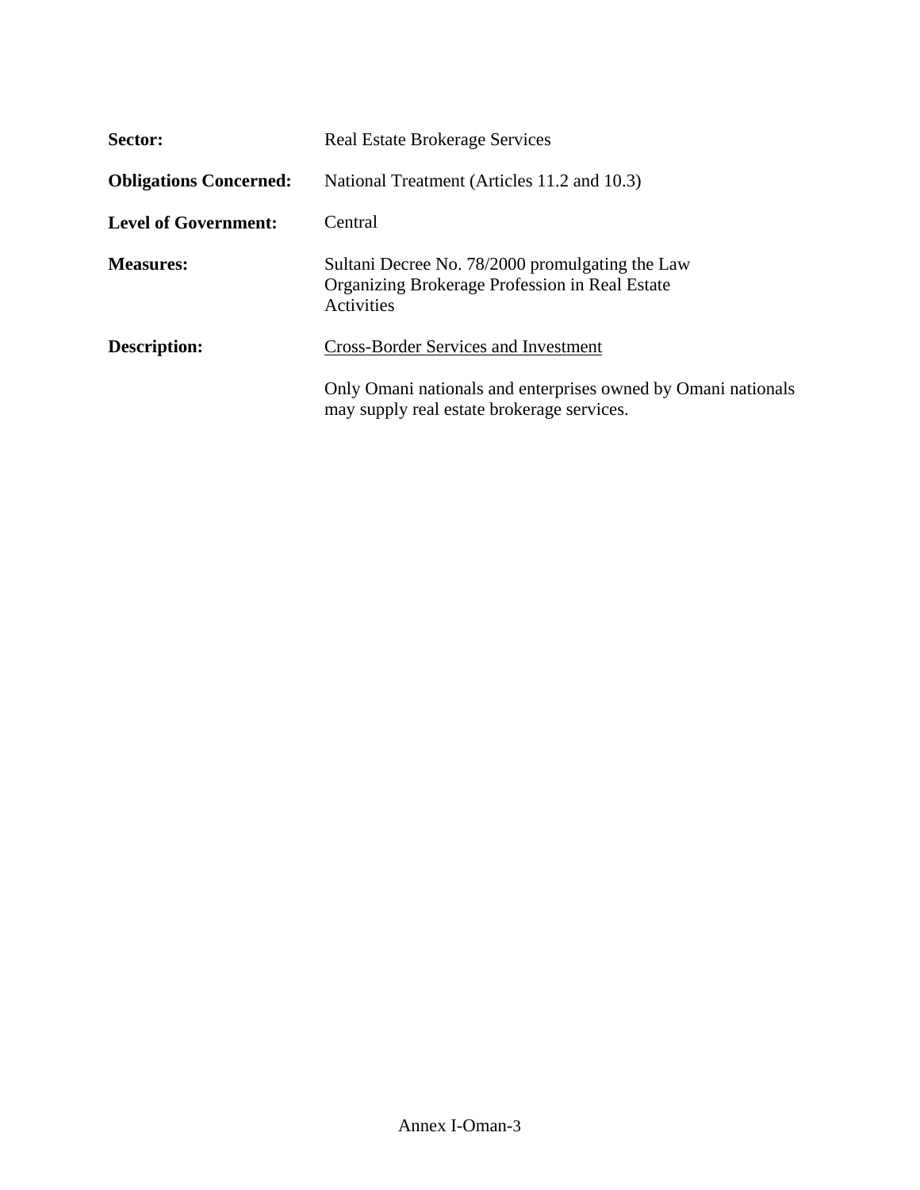**Sector:** Real Estate Brokerage Services

**Obligations Concerned:** National Treatment (Articles 11.2 and 10.3)

**Level of Government:** Central

**Measures:** Sultani Decree No. 78/2000 promulgating the Law Organizing Brokerage Profession in Real Estate Activities

**Description:** <u>Cross-Border Services and Investment</u>

Only Omani nationals and enterprises owned by Omani nationals may supply real estate brokerage services.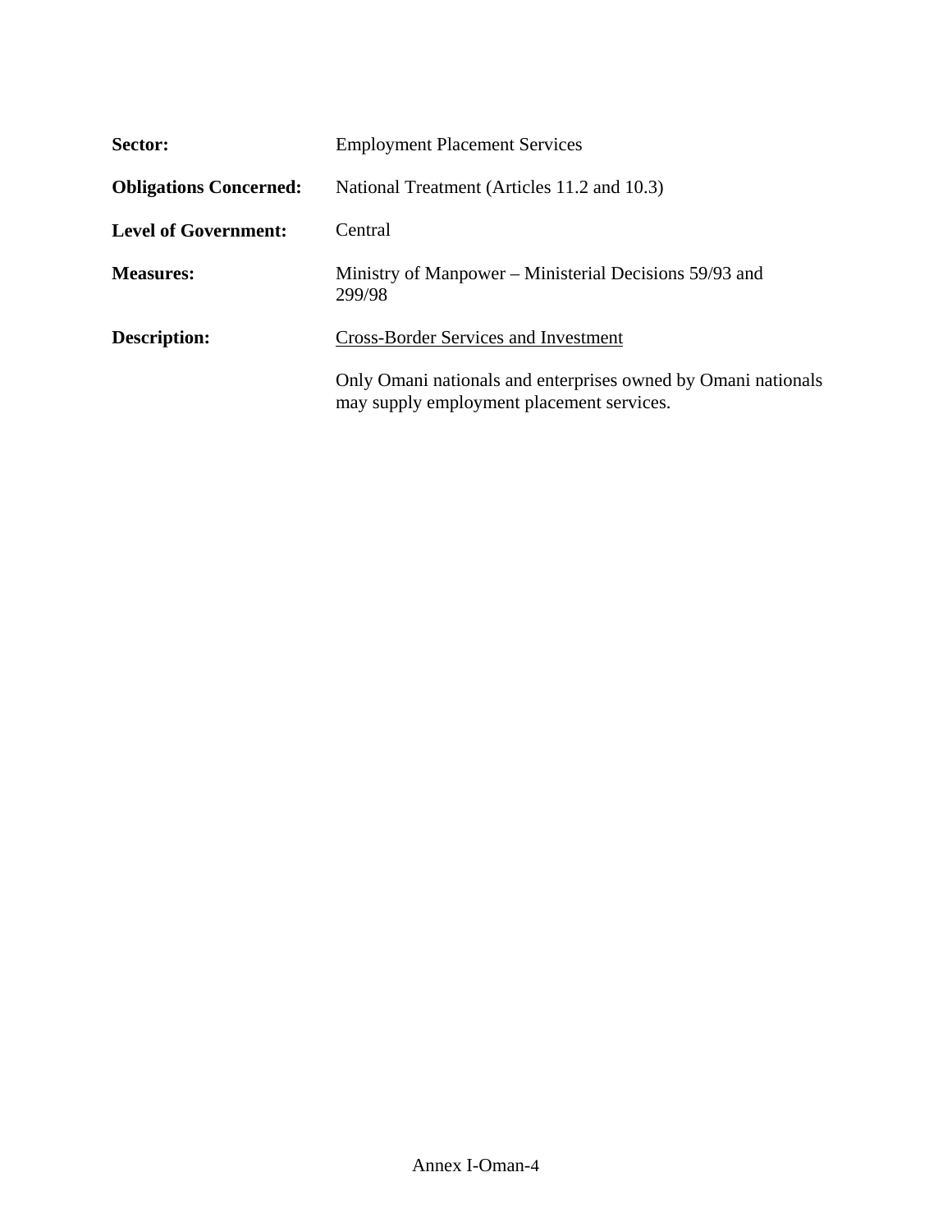**Sector:** Employment Placement Services

**Obligations Concerned:** National Treatment (Articles 11.2 and 10.3)

**Level of Government:** Central

**Measures:** Ministry of Manpower – Ministerial Decisions 59/93 and 299/98

**Description:** <u>Cross-Border Services and Investment</u>

Only Omani nationals and enterprises owned by Omani nationals may supply employment placement services.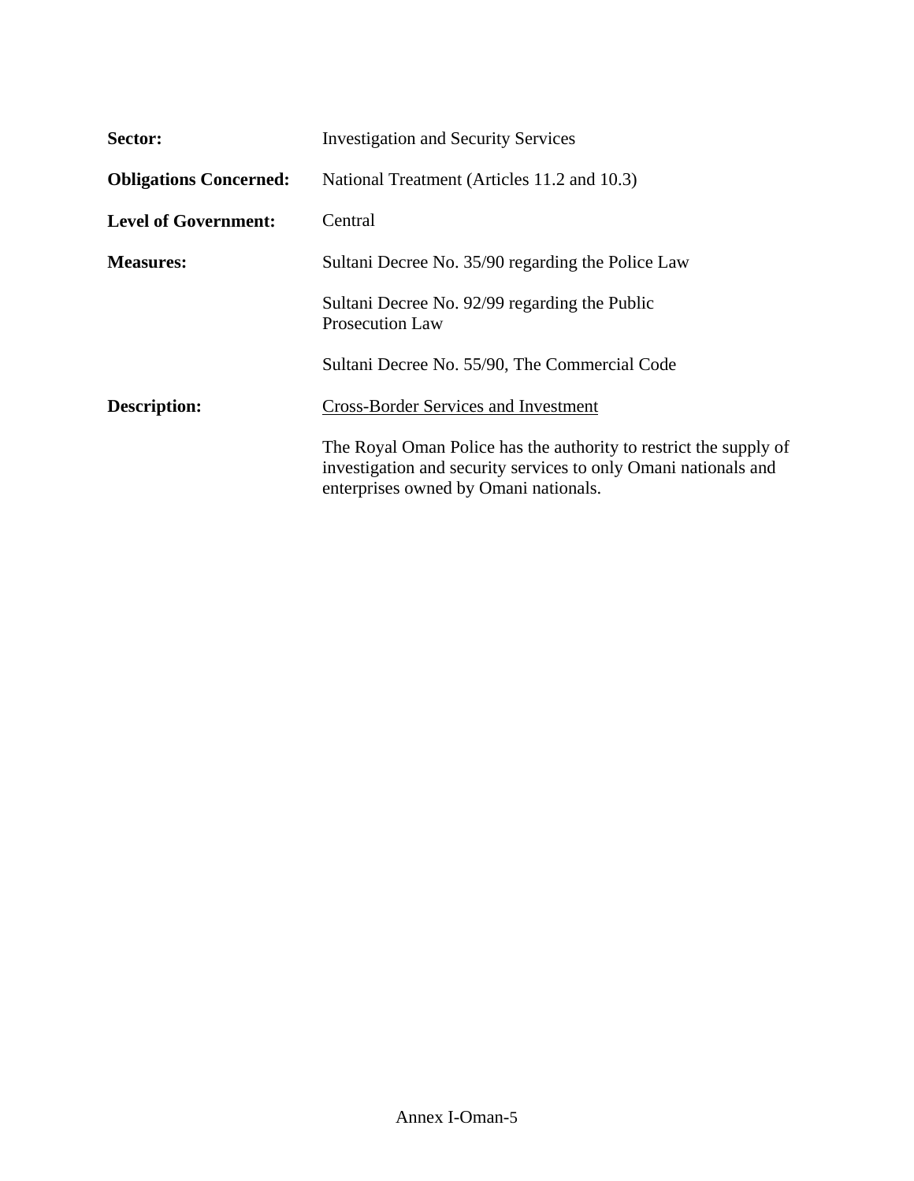| | |
|---|---|
| **Sector:** | Investigation and Security Services |
| **Obligations Concerned:** | National Treatment (Articles 11.2 and 10.3) |
| **Level of Government:** | Central |
| **Measures:** | Sultani Decree No. 35/90 regarding the Police Law<br><br>Sultani Decree No. 92/99 regarding the Public Prosecution Law<br><br>Sultani Decree No. 55/90, The Commercial Code |
| **Description:** | <u>Cross-Border Services and Investment</u><br><br>The Royal Oman Police has the authority to restrict the supply of investigation and security services to only Omani nationals and enterprises owned by Omani nationals. |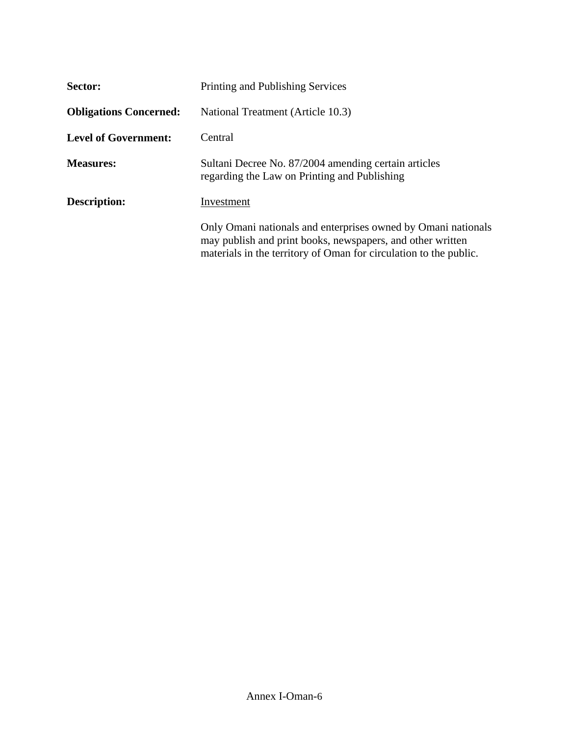**Sector:** Printing and Publishing Services

**Obligations Concerned:** National Treatment (Article 10.3)

**Level of Government:** Central

**Measures:** Sultani Decree No. 87/2004 amending certain articles regarding the Law on Printing and Publishing

**Description:** Investment

Only Omani nationals and enterprises owned by Omani nationals may publish and print books, newspapers, and other written materials in the territory of Oman for circulation to the public.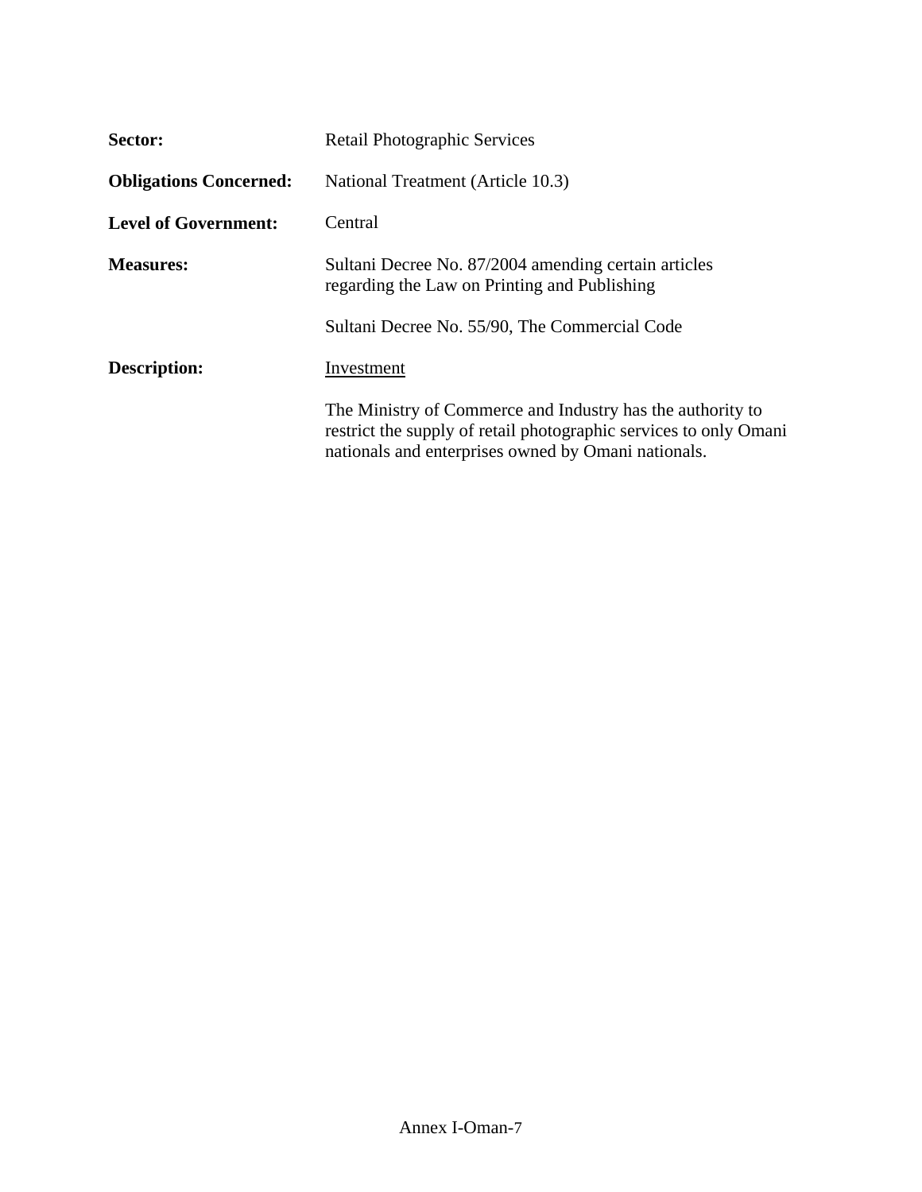**Sector:** Retail Photographic Services

**Obligations Concerned:** National Treatment (Article 10.3)

**Level of Government:** Central

**Measures:** Sultani Decree No. 87/2004 amending certain articles regarding the Law on Printing and Publishing

Sultani Decree No. 55/90, The Commercial Code

**Description:** <u>Investment</u>

The Ministry of Commerce and Industry has the authority to restrict the supply of retail photographic services to only Omani nationals and enterprises owned by Omani nationals.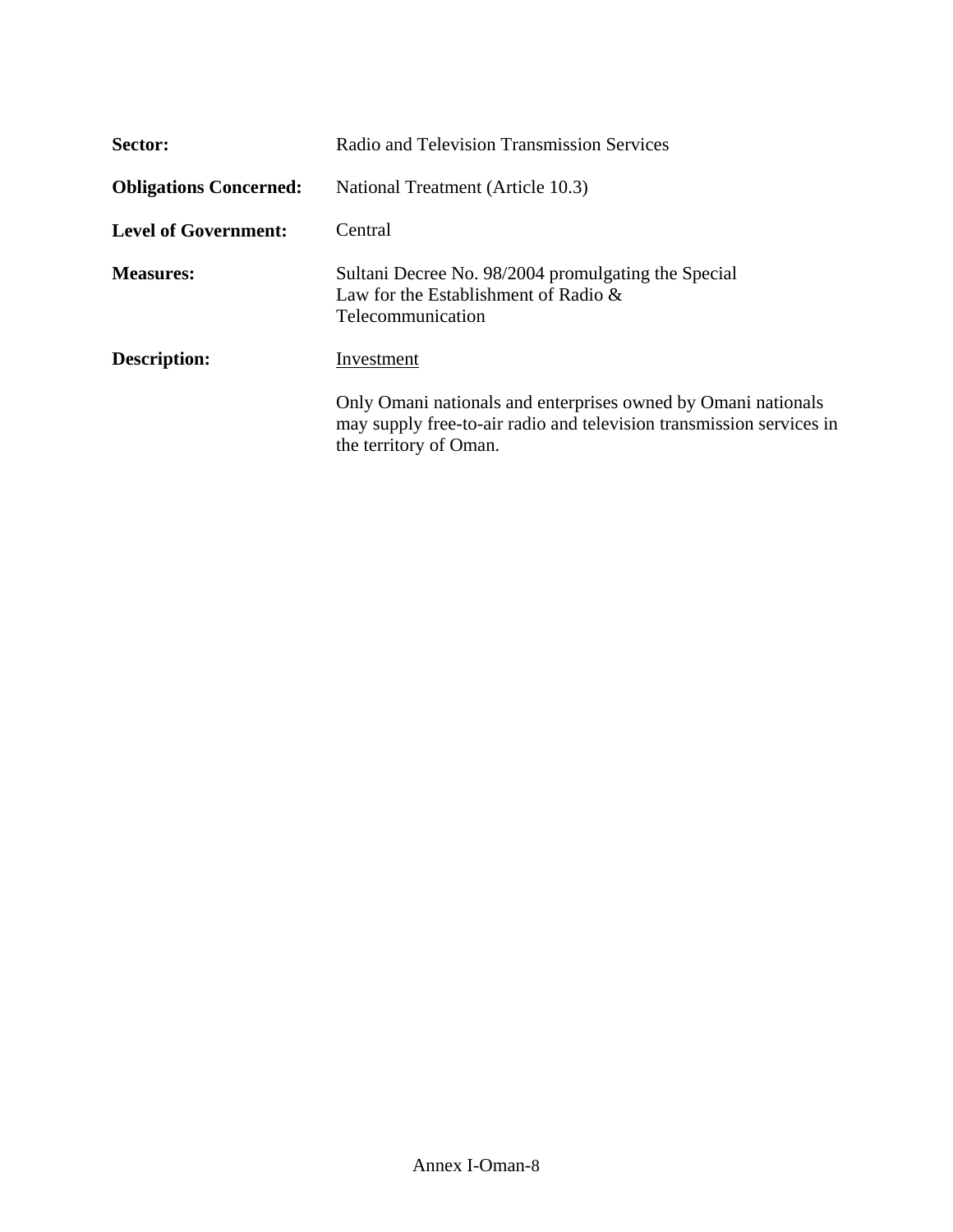**Sector:** Radio and Television Transmission Services

**Obligations Concerned:** National Treatment (Article 10.3)

**Level of Government:** Central

**Measures:** Sultani Decree No. 98/2004 promulgating the Special Law for the Establishment of Radio & Telecommunication

**Description:** Investment

Only Omani nationals and enterprises owned by Omani nationals may supply free-to-air radio and television transmission services in the territory of Oman.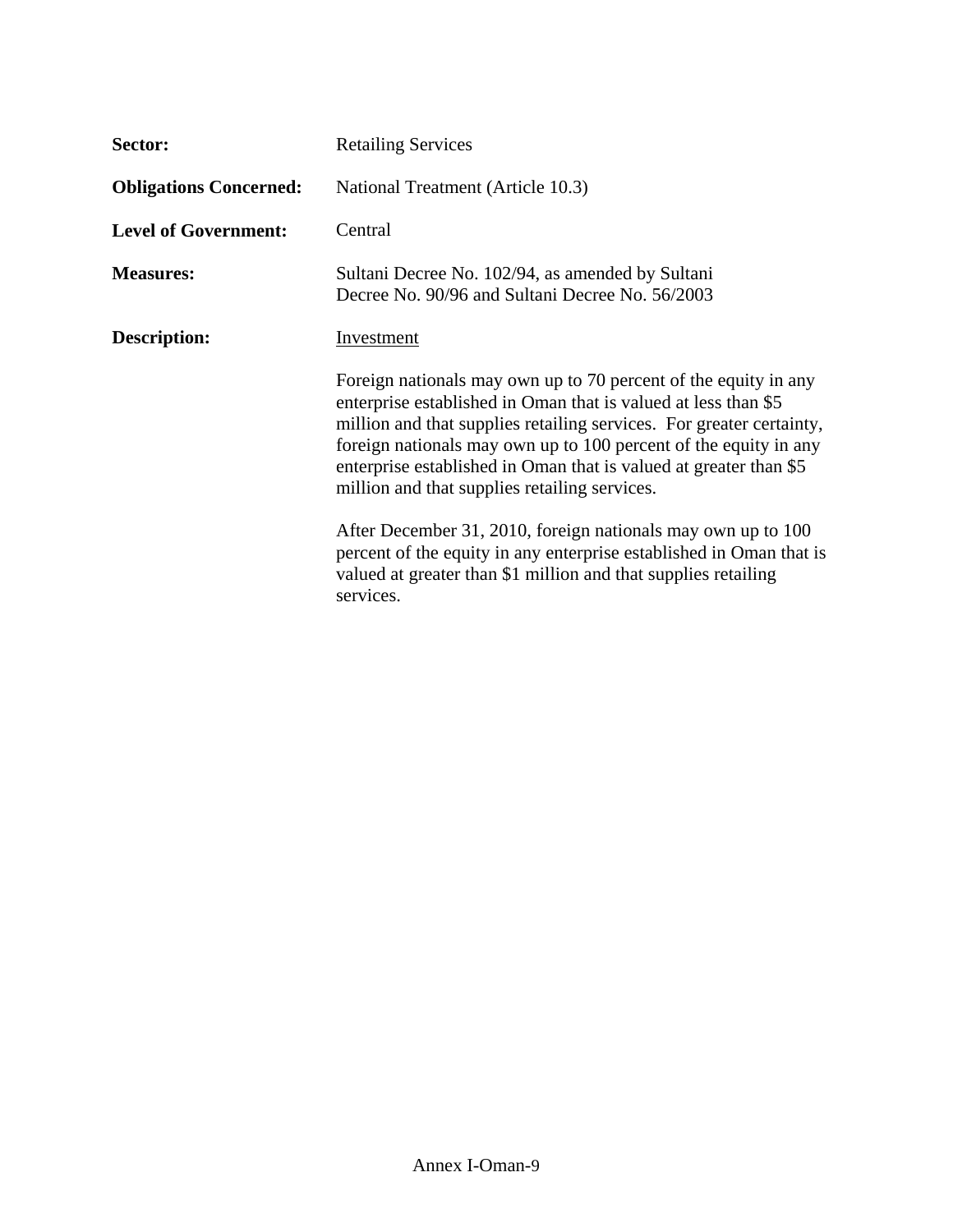**Sector:** Retailing Services

**Obligations Concerned:** National Treatment (Article 10.3)

**Level of Government:** Central

**Measures:** Sultani Decree No. 102/94, as amended by Sultani Decree No. 90/96 and Sultani Decree No. 56/2003

**Description:** Investment

Foreign nationals may own up to 70 percent of the equity in any enterprise established in Oman that is valued at less than $5 million and that supplies retailing services. For greater certainty, foreign nationals may own up to 100 percent of the equity in any enterprise established in Oman that is valued at greater than $5 million and that supplies retailing services.

After December 31, 2010, foreign nationals may own up to 100 percent of the equity in any enterprise established in Oman that is valued at greater than $1 million and that supplies retailing services.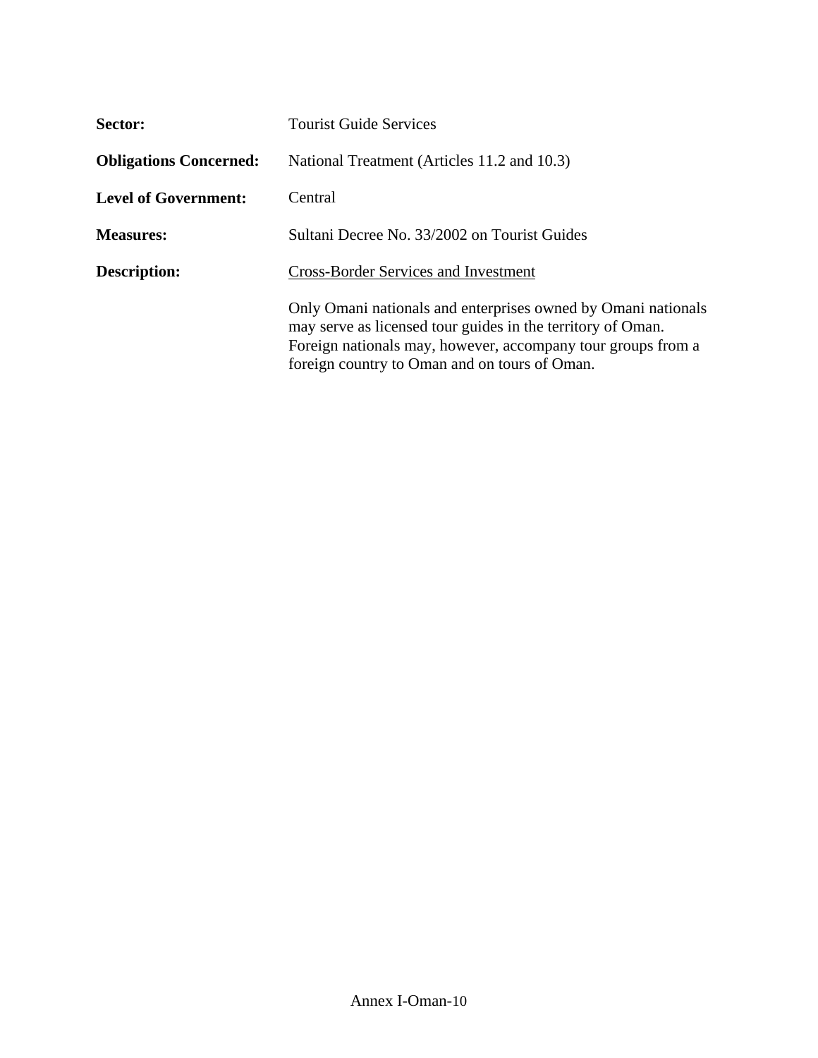**Sector:** Tourist Guide Services

**Obligations Concerned:** National Treatment (Articles 11.2 and 10.3)

**Level of Government:** Central

**Measures:** Sultani Decree No. 33/2002 on Tourist Guides

**Description:** <u>Cross-Border Services and Investment</u>

Only Omani nationals and enterprises owned by Omani nationals may serve as licensed tour guides in the territory of Oman. Foreign nationals may, however, accompany tour groups from a foreign country to Oman and on tours of Oman.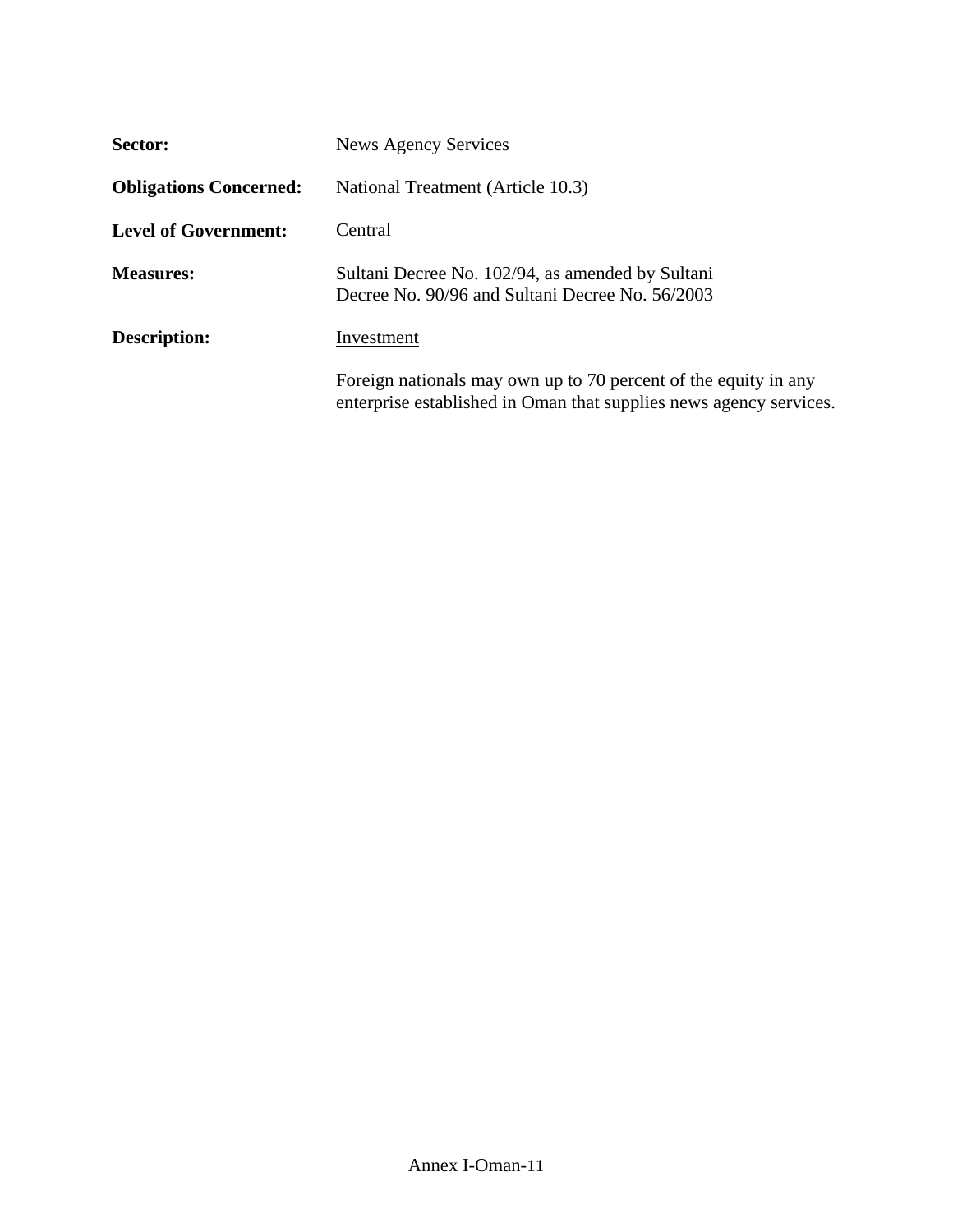**Sector:** News Agency Services

**Obligations Concerned:** National Treatment (Article 10.3)

**Level of Government:** Central

**Measures:** Sultani Decree No. 102/94, as amended by Sultani Decree No. 90/96 and Sultani Decree No. 56/2003

**Description:** Investment

Foreign nationals may own up to 70 percent of the equity in any enterprise established in Oman that supplies news agency services.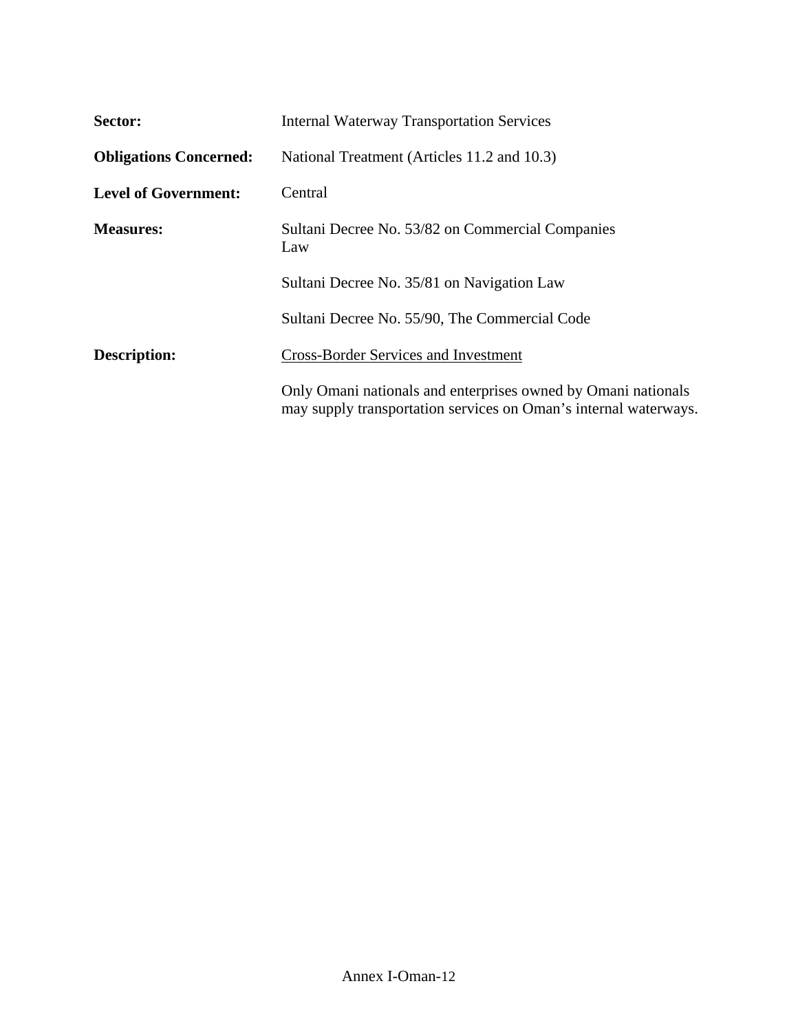**Sector:** Internal Waterway Transportation Services

**Obligations Concerned:** National Treatment (Articles 11.2 and 10.3)

**Level of Government:** Central

**Measures:** Sultani Decree No. 53/82 on Commercial Companies Law

Sultani Decree No. 35/81 on Navigation Law

Sultani Decree No. 55/90, The Commercial Code

**Description:** <u>Cross-Border Services and Investment</u>

Only Omani nationals and enterprises owned by Omani nationals may supply transportation services on Oman's internal waterways.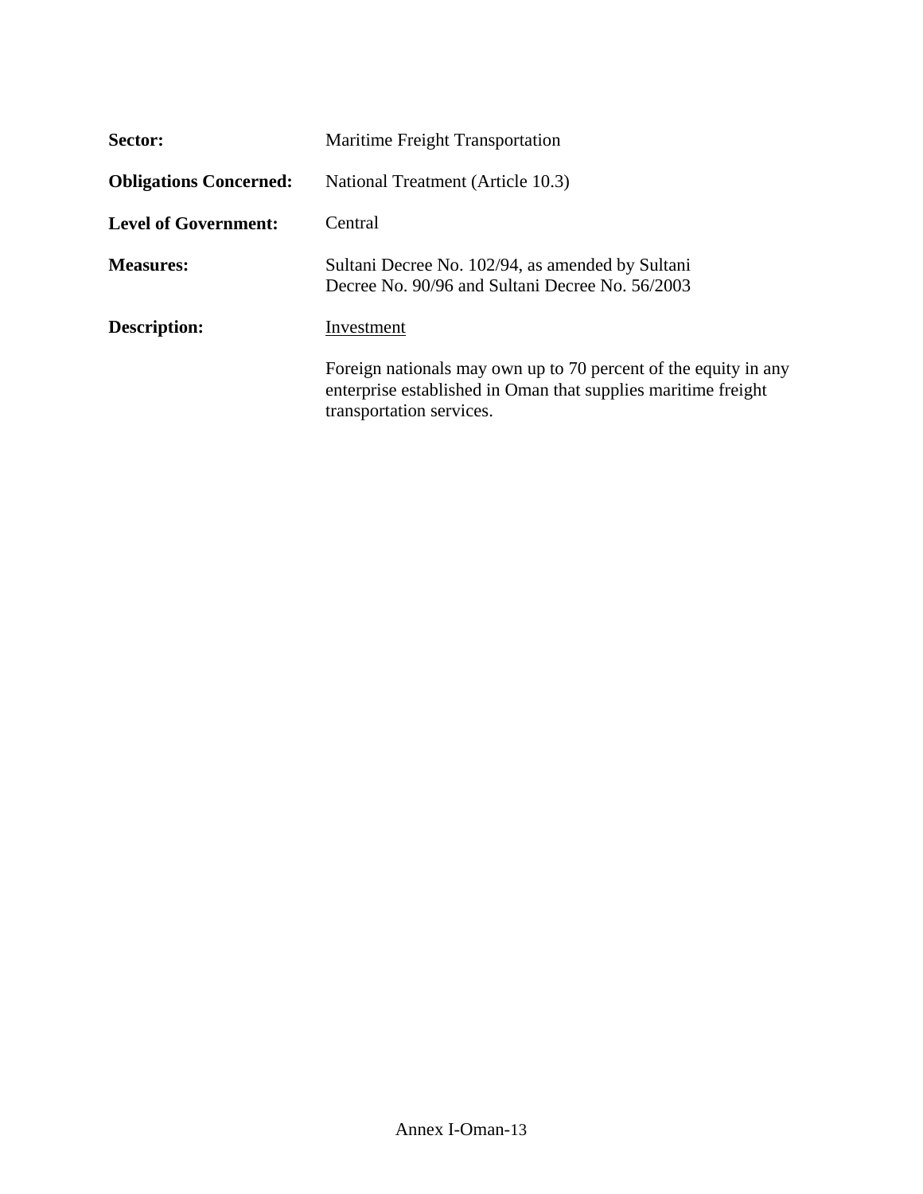**Sector:** Maritime Freight Transportation

**Obligations Concerned:** National Treatment (Article 10.3)

**Level of Government:** Central

**Measures:** Sultani Decree No. 102/94, as amended by Sultani Decree No. 90/96 and Sultani Decree No. 56/2003

**Description:** Investment

Foreign nationals may own up to 70 percent of the equity in any enterprise established in Oman that supplies maritime freight transportation services.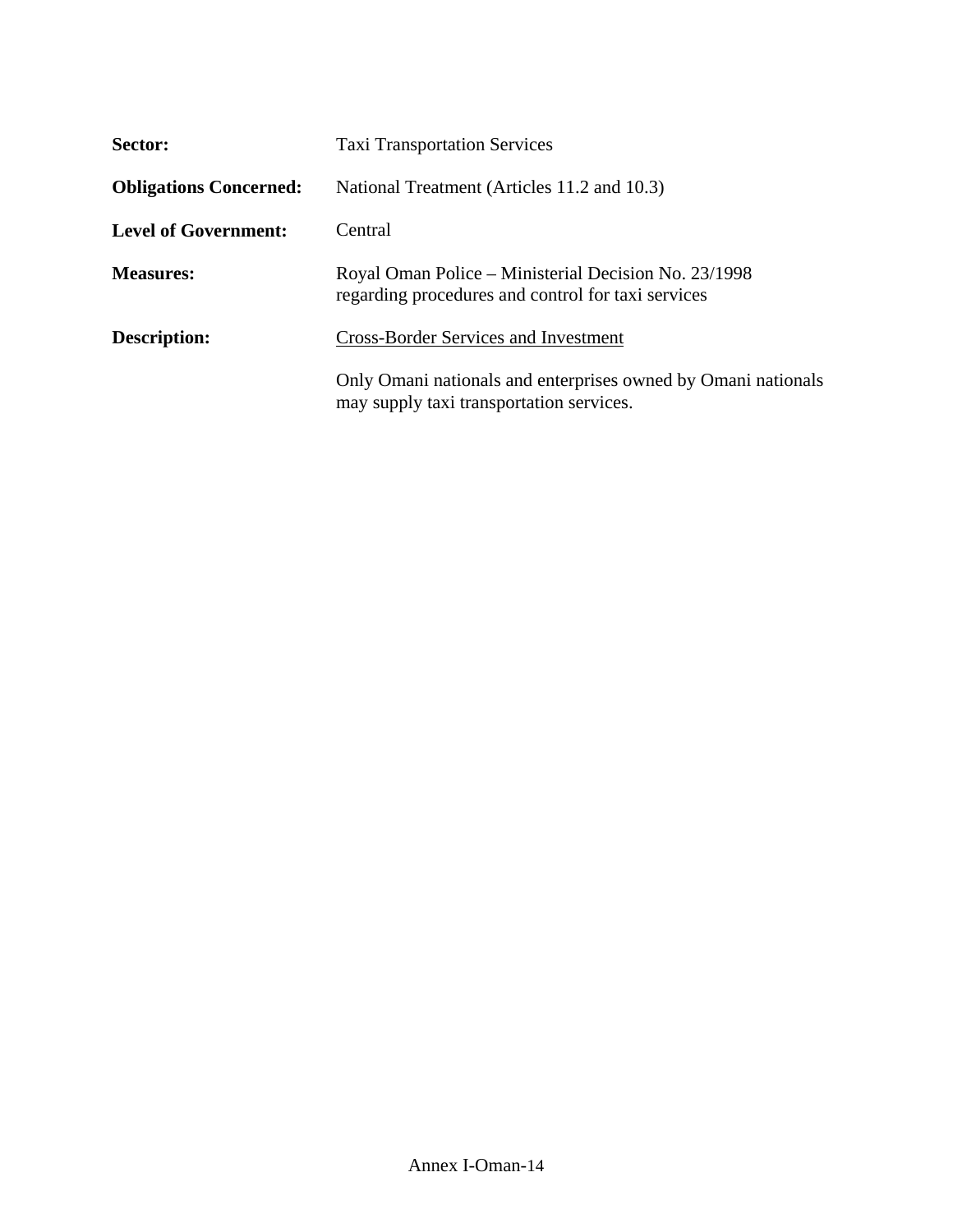**Sector:** Taxi Transportation Services

**Obligations Concerned:** National Treatment (Articles 11.2 and 10.3)

**Level of Government:** Central

**Measures:** Royal Oman Police – Ministerial Decision No. 23/1998 regarding procedures and control for taxi services

**Description:** Cross-Border Services and Investment

Only Omani nationals and enterprises owned by Omani nationals may supply taxi transportation services.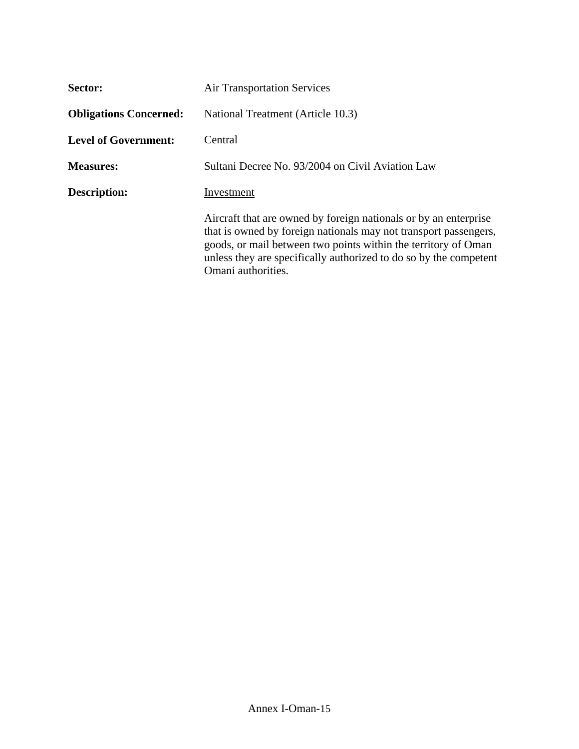**Sector:** Air Transportation Services

**Obligations Concerned:** National Treatment (Article 10.3)

**Level of Government:** Central

**Measures:** Sultani Decree No. 93/2004 on Civil Aviation Law

**Description:** Investment

Aircraft that are owned by foreign nationals or by an enterprise that is owned by foreign nationals may not transport passengers, goods, or mail between two points within the territory of Oman unless they are specifically authorized to do so by the competent Omani authorities.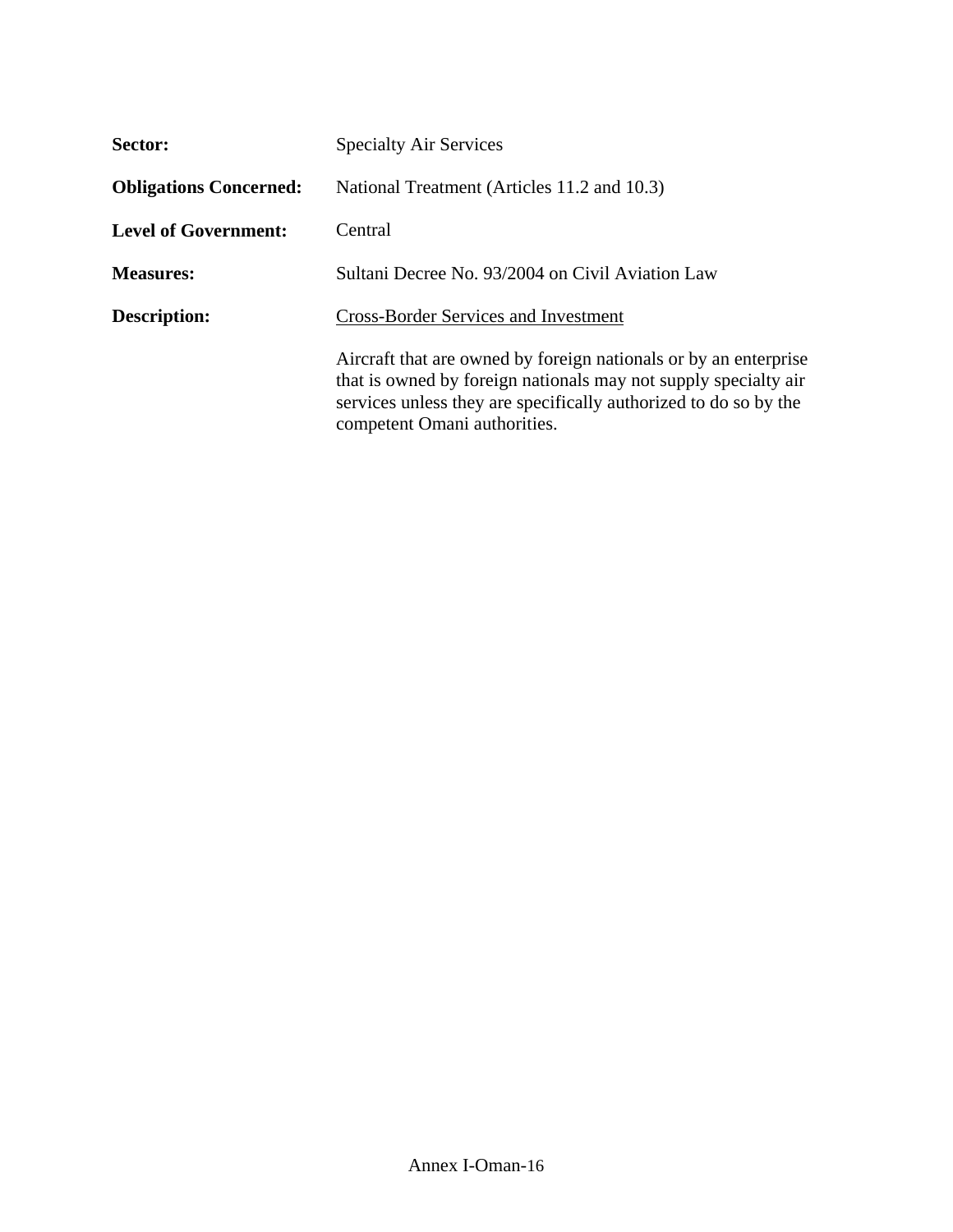**Sector:** Specialty Air Services

**Obligations Concerned:** National Treatment (Articles 11.2 and 10.3)

**Level of Government:** Central

**Measures:** Sultani Decree No. 93/2004 on Civil Aviation Law

**Description:** Cross-Border Services and Investment

Aircraft that are owned by foreign nationals or by an enterprise that is owned by foreign nationals may not supply specialty air services unless they are specifically authorized to do so by the competent Omani authorities.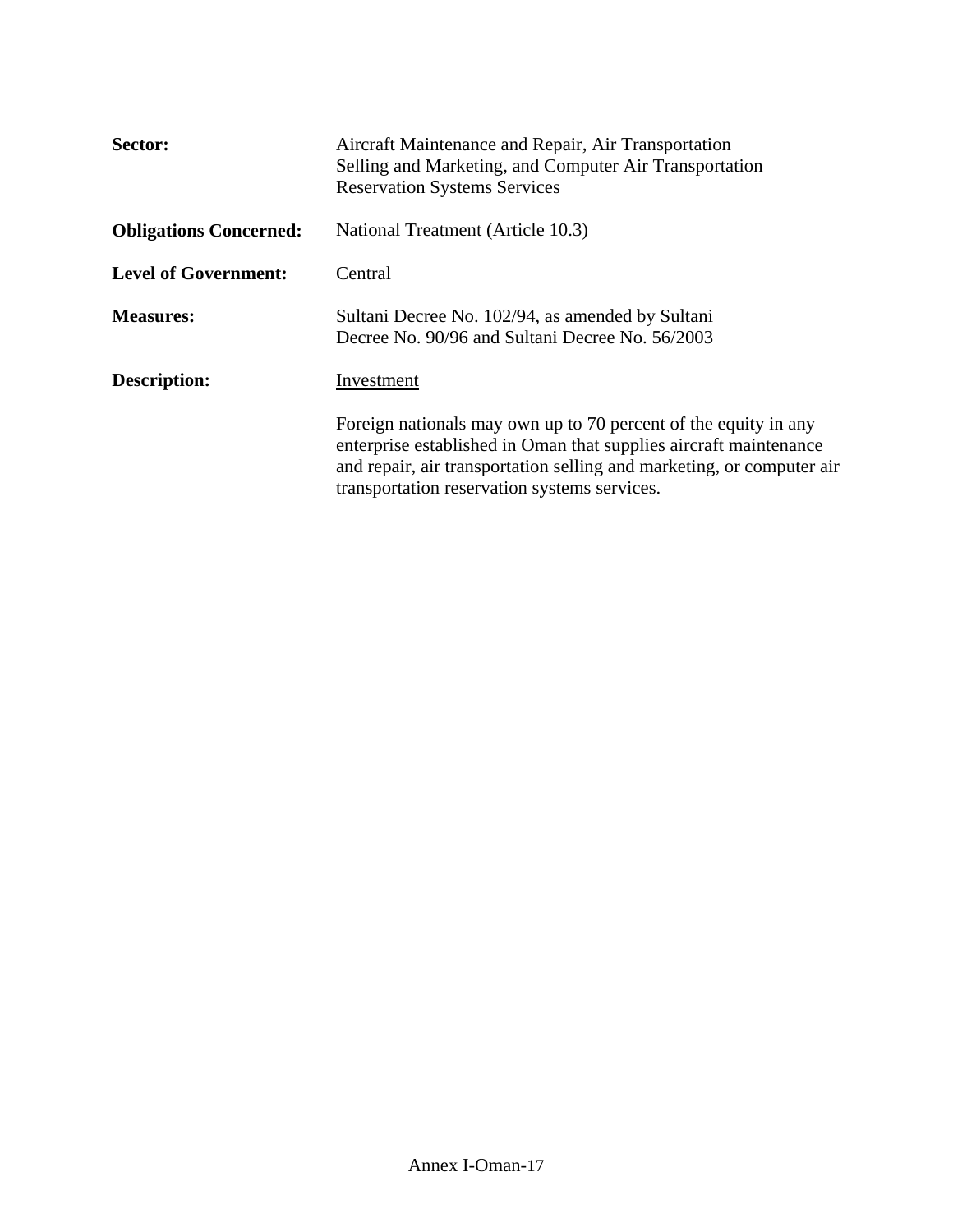**Sector:** Aircraft Maintenance and Repair, Air Transportation Selling and Marketing, and Computer Air Transportation Reservation Systems Services

**Obligations Concerned:** National Treatment (Article 10.3)

**Level of Government:** Central

**Measures:** Sultani Decree No. 102/94, as amended by Sultani Decree No. 90/96 and Sultani Decree No. 56/2003

**Description:** Investment

Foreign nationals may own up to 70 percent of the equity in any enterprise established in Oman that supplies aircraft maintenance and repair, air transportation selling and marketing, or computer air transportation reservation systems services.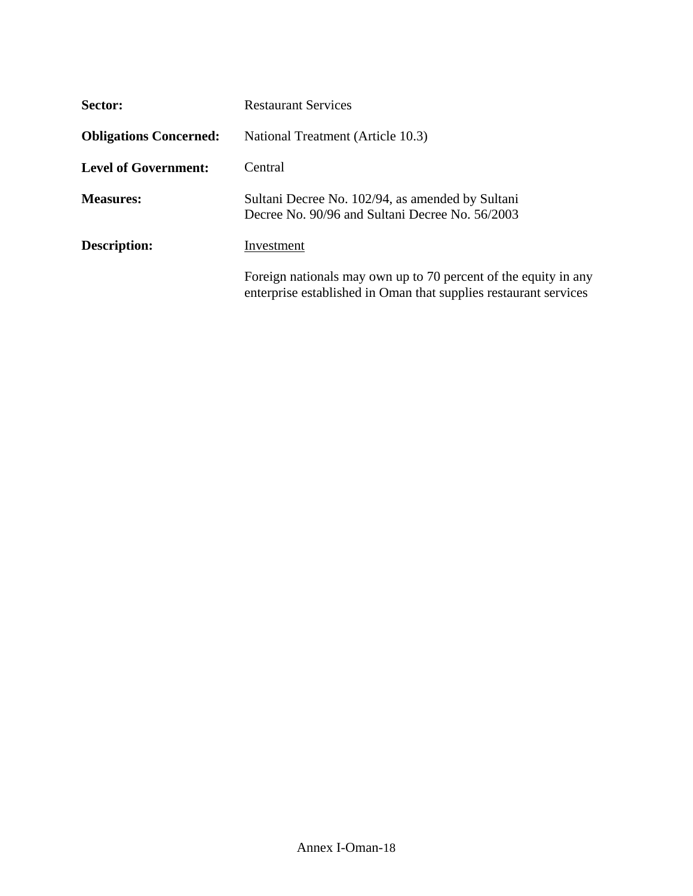**Sector:** Restaurant Services

**Obligations Concerned:** National Treatment (Article 10.3)

**Level of Government:** Central

**Measures:** Sultani Decree No. 102/94, as amended by Sultani Decree No. 90/96 and Sultani Decree No. 56/2003

**Description:** Investment

Foreign nationals may own up to 70 percent of the equity in any enterprise established in Oman that supplies restaurant services